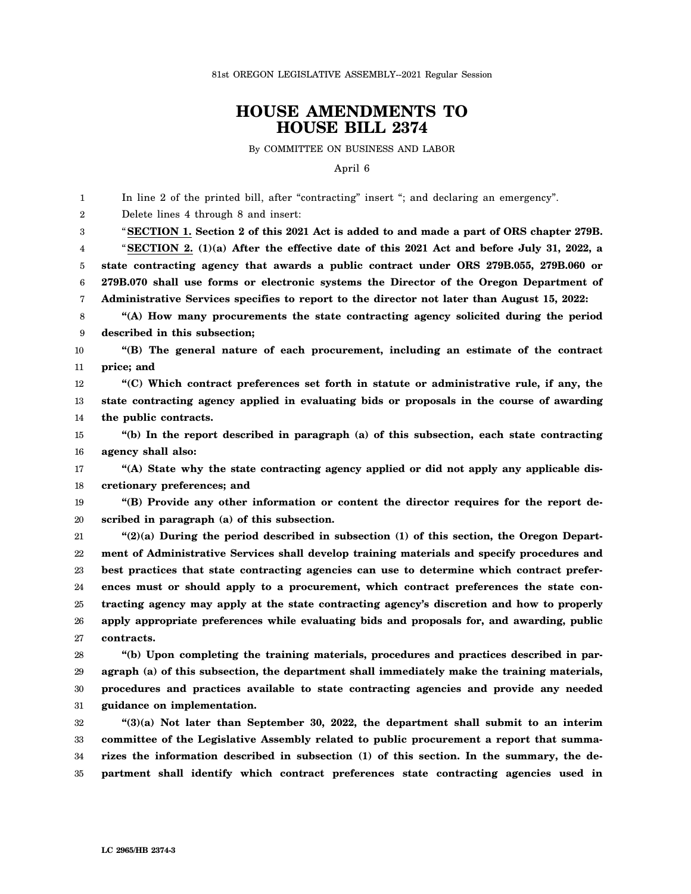81st OREGON LEGISLATIVE ASSEMBLY--2021 Regular Session

# HOUSE AMENDMENTS TO HOUSE BILL 2374

By COMMITTEE ON BUSINESS AND LABOR

April 6

In line 2 of the printed bill, after "contracting" insert "; and declaring an emergency".

Delete lines 4 through 8 and insert:

"**SECTION 1. Section 2 of this 2021 Act is added to and made a part of ORS chapter 279B.**

"**SECTION 2. (1)(a) After the effective date of this 2021 Act and before July 31, 2022, a state contracting agency that awards a public contract under ORS 279B.055, 279B.060 or 279B.070 shall use forms or electronic systems the Director of the Oregon Department of Administrative Services specifies to report to the director not later than August 15, 2022:**

**"(A) How many procurements the state contracting agency solicited during the period described in this subsection;**

**"(B) The general nature of each procurement, including an estimate of the contract price; and**

**"(C) Which contract preferences set forth in statute or administrative rule, if any, the state contracting agency applied in evaluating bids or proposals in the course of awarding the public contracts.**

**"(b) In the report described in paragraph (a) of this subsection, each state contracting agency shall also:**

**"(A) State why the state contracting agency applied or did not apply any applicable discretionary preferences; and**

**"(B) Provide any other information or content the director requires for the report described in paragraph (a) of this subsection.**

**"(2)(a) During the period described in subsection (1) of this section, the Oregon Department of Administrative Services shall develop training materials and specify procedures and best practices that state contracting agencies can use to determine which contract preferences must or should apply to a procurement, which contract preferences the state contracting agency may apply at the state contracting agency's discretion and how to properly apply appropriate preferences while evaluating bids and proposals for, and awarding, public contracts.**

**"(b) Upon completing the training materials, procedures and practices described in paragraph (a) of this subsection, the department shall immediately make the training materials, procedures and practices available to state contracting agencies and provide any needed guidance on implementation.**

**"(3)(a) Not later than September 30, 2022, the department shall submit to an interim committee of the Legislative Assembly related to public procurement a report that summarizes the information described in subsection (1) of this section. In the summary, the department shall identify which contract preferences state contracting agencies used in**

LC 2965/HB 2374-3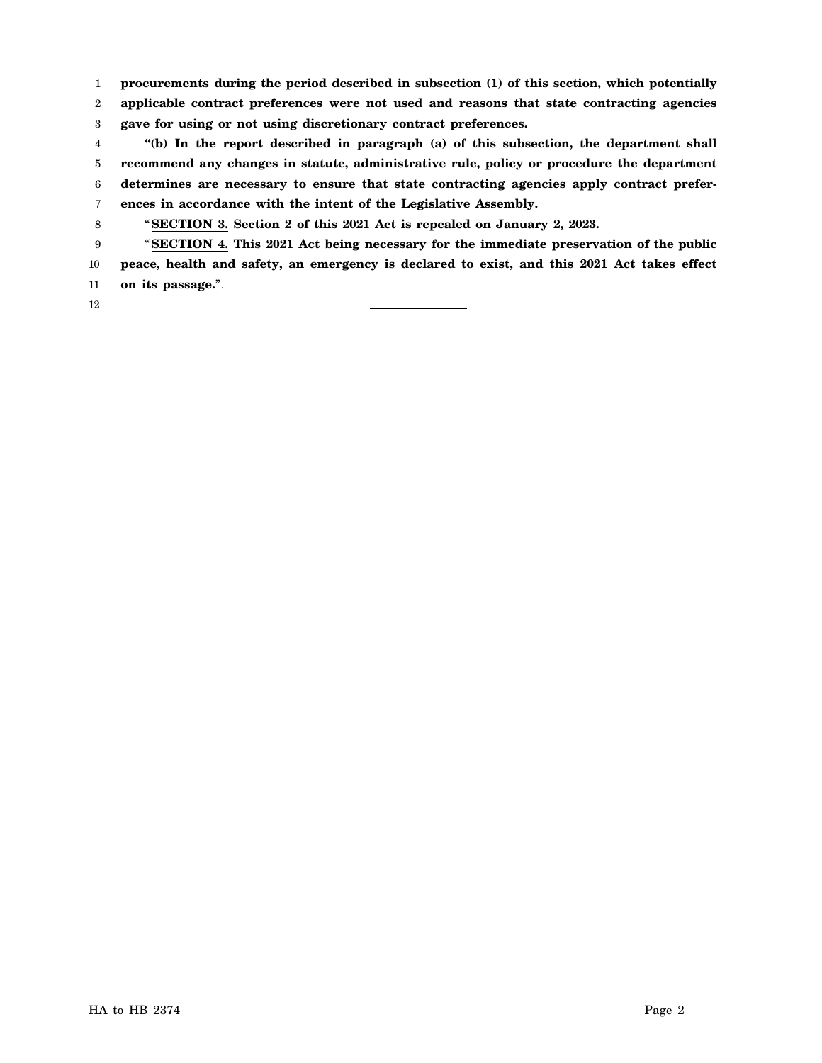**procurements during the period described in subsection (1) of this section, which potentially applicable contract preferences were not used and reasons that state contracting agencies gave for using or not using discretionary contract preferences.**

**"(b) In the report described in paragraph (a) of this subsection, the department shall recommend any changes in statute, administrative rule, policy or procedure the department determines are necessary to ensure that state contracting agencies apply contract preferences in accordance with the intent of the Legislative Assembly.**

"**SECTION 3. Section 2 of this 2021 Act is repealed on January 2, 2023.**

"**SECTION 4. This 2021 Act being necessary for the immediate preservation of the public peace, health and safety, an emergency is declared to exist, and this 2021 Act takes effect on its passage.**".

---